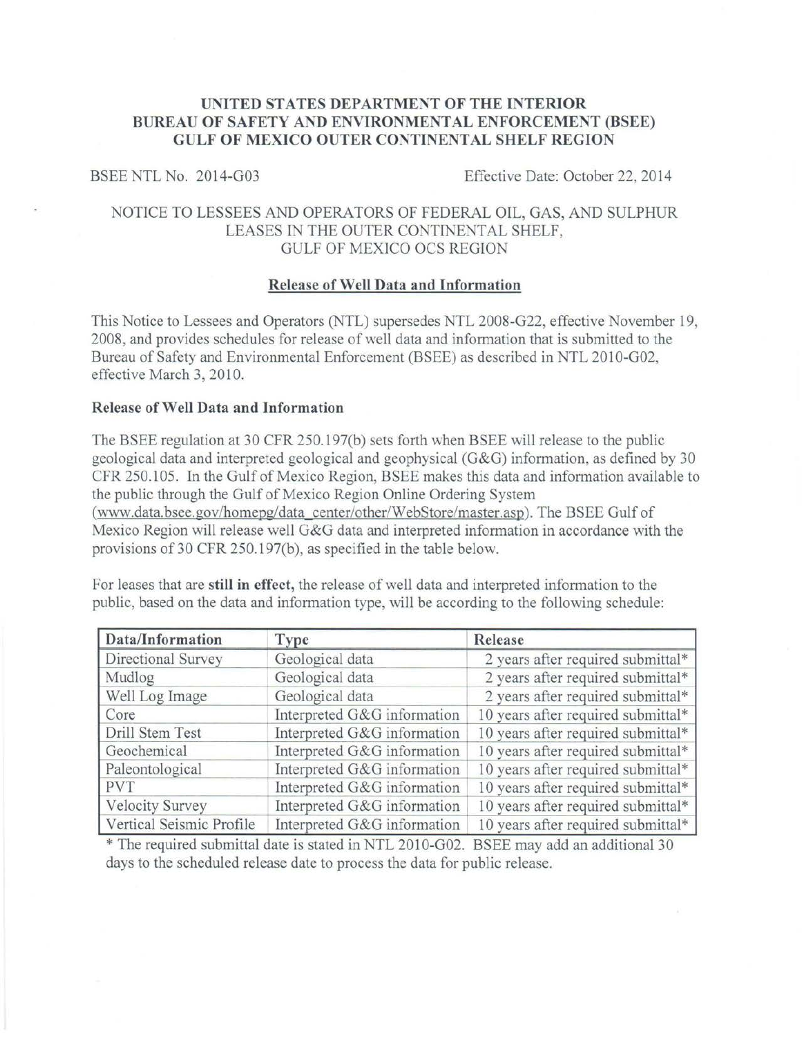**UNITED STATES DEPARTMENT OF THE INTERIOR**
**BUREAU OF SAFETY AND ENVIRONMENTAL ENFORCEMENT (BSEE)**
**GULF OF MEXICO OUTER CONTINENTAL SHELF REGION**

BSEE NTL No. 2014-G03 Effective Date: October 22, 2014

NOTICE TO LESSEES AND OPERATORS OF FEDERAL OIL, GAS, AND SULPHUR LEASES IN THE OUTER CONTINENTAL SHELF, GULF OF MEXICO OCS REGION

## Release of Well Data and Information

This Notice to Lessees and Operators (NTL) supersedes NTL 2008-G22, effective November 19, 2008, and provides schedules for release of well data and information that is submitted to the Bureau of Safety and Environmental Enforcement (BSEE) as described in NTL 2010-G02, effective March 3, 2010.

### Release of Well Data and Information

The BSEE regulation at 30 CFR 250.197(b) sets forth when BSEE will release to the public geological data and interpreted geological and geophysical (G&G) information, as defined by 30 CFR 250.105. In the Gulf of Mexico Region, BSEE makes this data and information available to the public through the Gulf of Mexico Region Online Ordering System (www.data.bsee.gov/homepg/data_center/other/WebStore/master.asp). The BSEE Gulf of Mexico Region will release well G&G data and interpreted information in accordance with the provisions of 30 CFR 250.197(b), as specified in the table below.

For leases that are **still in effect,** the release of well data and interpreted information to the public, based on the data and information type, will be according to the following schedule:

| Data/Information | Type | Release |
|---|---|---|
| Directional Survey | Geological data | 2 years after required submittal* |
| Mudlog | Geological data | 2 years after required submittal* |
| Well Log Image | Geological data | 2 years after required submittal* |
| Core | Interpreted G&G information | 10 years after required submittal* |
| Drill Stem Test | Interpreted G&G information | 10 years after required submittal* |
| Geochemical | Interpreted G&G information | 10 years after required submittal* |
| Paleontological | Interpreted G&G information | 10 years after required submittal* |
| PVT | Interpreted G&G information | 10 years after required submittal* |
| Velocity Survey | Interpreted G&G information | 10 years after required submittal* |
| Vertical Seismic Profile | Interpreted G&G information | 10 years after required submittal* |

* The required submittal date is stated in NTL 2010-G02. BSEE may add an additional 30 days to the scheduled release date to process the data for public release.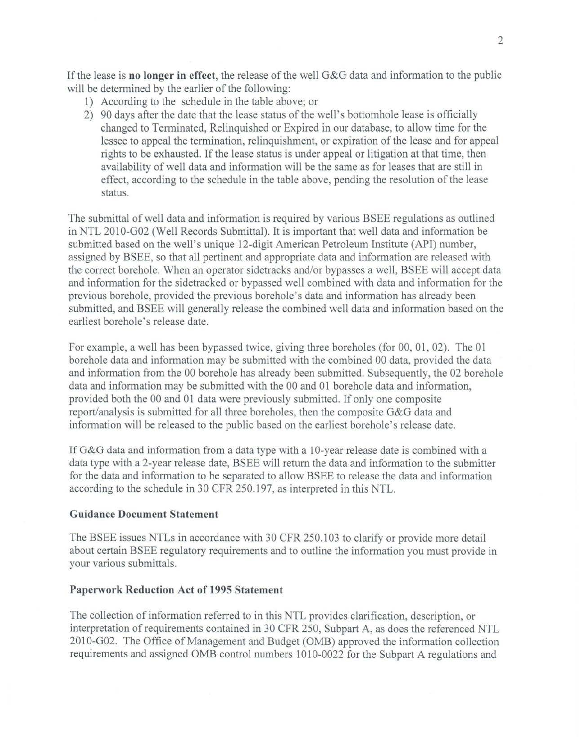If the lease is **no longer in effect**, the release of the well G&G data and information to the public will be determined by the earlier of the following:

1) According to the schedule in the table above; or
2) 90 days after the date that the lease status of the well's bottomhole lease is officially changed to Terminated, Relinquished or Expired in our database, to allow time for the lessee to appeal the termination, relinquishment, or expiration of the lease and for appeal rights to be exhausted. If the lease status is under appeal or litigation at that time, then availability of well data and information will be the same as for leases that are still in effect, according to the schedule in the table above, pending the resolution of the lease status.

The submittal of well data and information is required by various BSEE regulations as outlined in NTL 2010-G02 (Well Records Submittal). It is important that well data and information be submitted based on the well's unique 12-digit American Petroleum Institute (API) number, assigned by BSEE, so that all pertinent and appropriate data and information are released with the correct borehole. When an operator sidetracks and/or bypasses a well, BSEE will accept data and information for the sidetracked or bypassed well combined with data and information for the previous borehole, provided the previous borehole's data and information has already been submitted, and BSEE will generally release the combined well data and information based on the earliest borehole's release date.

For example, a well has been bypassed twice, giving three boreholes (for 00, 01, 02). The 01 borehole data and information may be submitted with the combined 00 data, provided the data and information from the 00 borehole has already been submitted. Subsequently, the 02 borehole data and information may be submitted with the 00 and 01 borehole data and information, provided both the 00 and 01 data were previously submitted. If only one composite report/analysis is submitted for all three boreholes, then the composite G&G data and information will be released to the public based on the earliest borehole's release date.

If G&G data and information from a data type with a 10-year release date is combined with a data type with a 2-year release date, BSEE will return the data and information to the submitter for the data and information to be separated to allow BSEE to release the data and information according to the schedule in 30 CFR 250.197, as interpreted in this NTL.

**Guidance Document Statement**

The BSEE issues NTLs in accordance with 30 CFR 250.103 to clarify or provide more detail about certain BSEE regulatory requirements and to outline the information you must provide in your various submittals.

**Paperwork Reduction Act of 1995 Statement**

The collection of information referred to in this NTL provides clarification, description, or interpretation of requirements contained in 30 CFR 250, Subpart A, as does the referenced NTL 2010-G02. The Office of Management and Budget (OMB) approved the information collection requirements and assigned OMB control numbers 1010-0022 for the Subpart A regulations and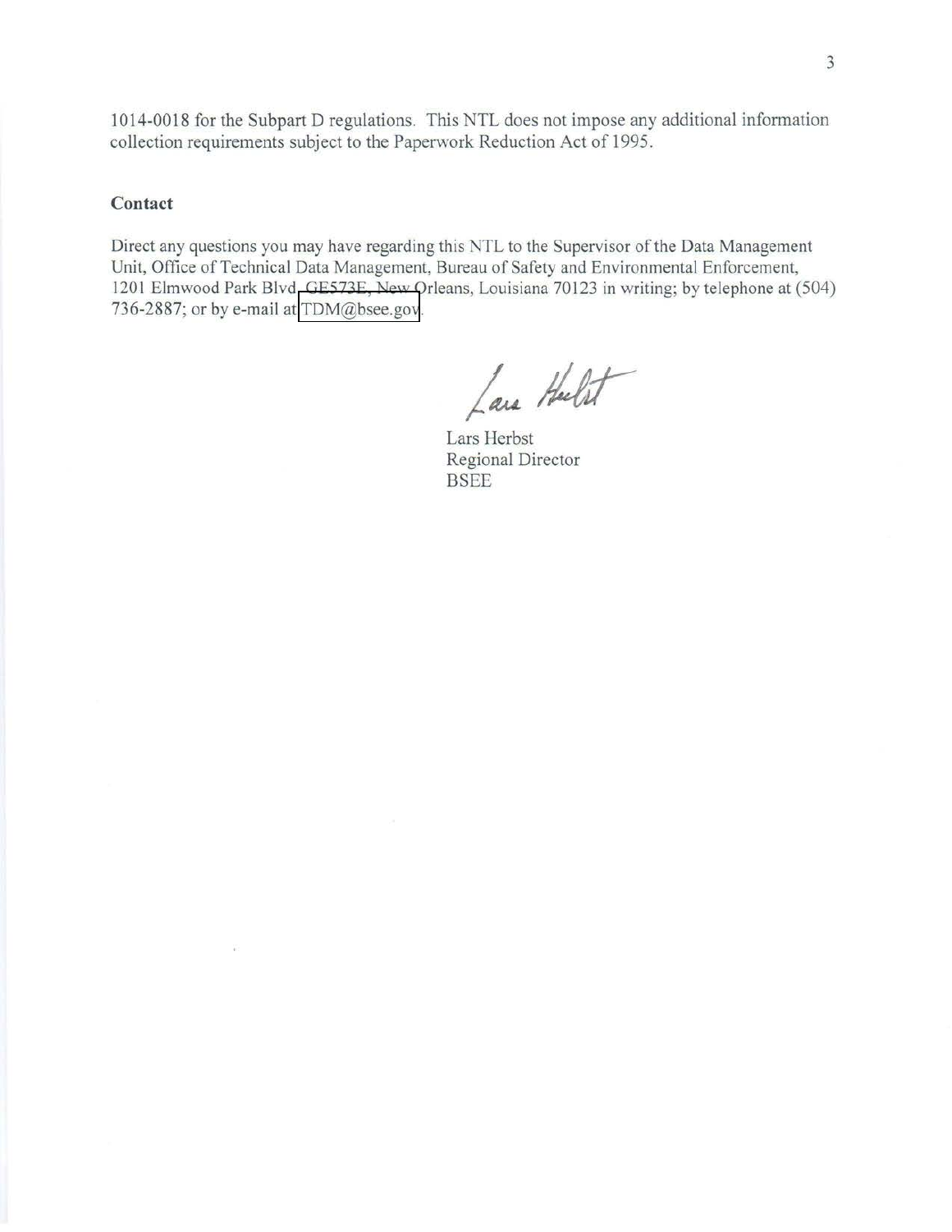1014-0018 for the Subpart D regulations. This NTL does not impose any additional information collection requirements subject to the Paperwork Reduction Act of 1995.

**Contact**

Direct any questions you may have regarding this NTL to the Supervisor of the Data Management Unit, Office of Technical Data Management, Bureau of Safety and Environmental Enforcement, 1201 Elmwood Park Blvd, GE573E, New Orleans, Louisiana 70123 in writing; by telephone at (504) 736-2887; or by e-mail at TDM@bsee.gov.

Lars Herbst
Regional Director
BSEE